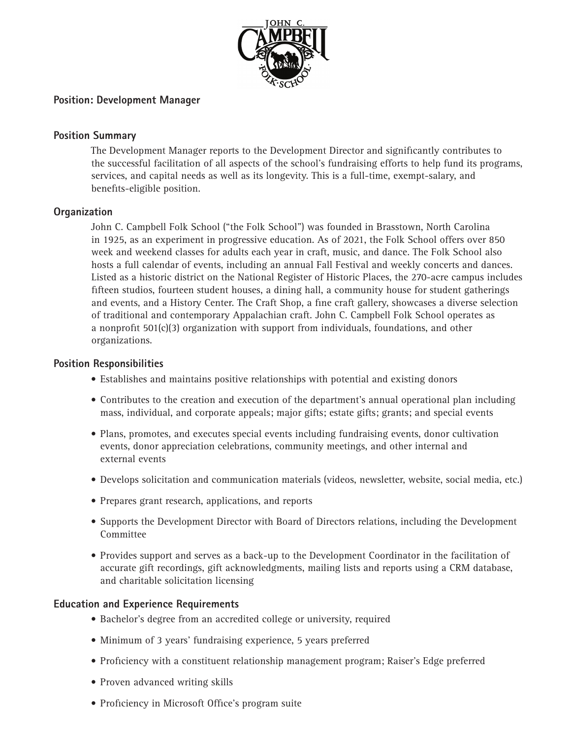**Position: Development Manager**

## Position Summary

The Development Manager reports to the Development Director and significantly contributes to the successful facilitation of all aspects of the school's fundraising efforts to help fund its programs, services, and capital needs as well as its longevity. This is a full-time, exempt-salary, and benefits-eligible position.

## Organization

John C. Campbell Folk School ("the Folk School") was founded in Brasstown, North Carolina in 1925, as an experiment in progressive education. As of 2021, the Folk School offers over 850 week and weekend classes for adults each year in craft, music, and dance. The Folk School also hosts a full calendar of events, including an annual Fall Festival and weekly concerts and dances. Listed as a historic district on the National Register of Historic Places, the 270-acre campus includes fifteen studios, fourteen student houses, a dining hall, a community house for student gatherings and events, and a History Center. The Craft Shop, a fine craft gallery, showcases a diverse selection of traditional and contemporary Appalachian craft. John C. Campbell Folk School operates as a nonprofit 501(c)(3) organization with support from individuals, foundations, and other organizations.

## Position Responsibilities

- Establishes and maintains positive relationships with potential and existing donors
- Contributes to the creation and execution of the department's annual operational plan including mass, individual, and corporate appeals; major gifts; estate gifts; grants; and special events
- Plans, promotes, and executes special events including fundraising events, donor cultivation events, donor appreciation celebrations, community meetings, and other internal and external events
- Develops solicitation and communication materials (videos, newsletter, website, social media, etc.)
- Prepares grant research, applications, and reports
- Supports the Development Director with Board of Directors relations, including the Development Committee
- Provides support and serves as a back-up to the Development Coordinator in the facilitation of accurate gift recordings, gift acknowledgments, mailing lists and reports using a CRM database, and charitable solicitation licensing

## Education and Experience Requirements

- Bachelor's degree from an accredited college or university, required
- Minimum of 3 years' fundraising experience, 5 years preferred
- Proficiency with a constituent relationship management program; Raiser's Edge preferred
- Proven advanced writing skills
- Proficiency in Microsoft Office's program suite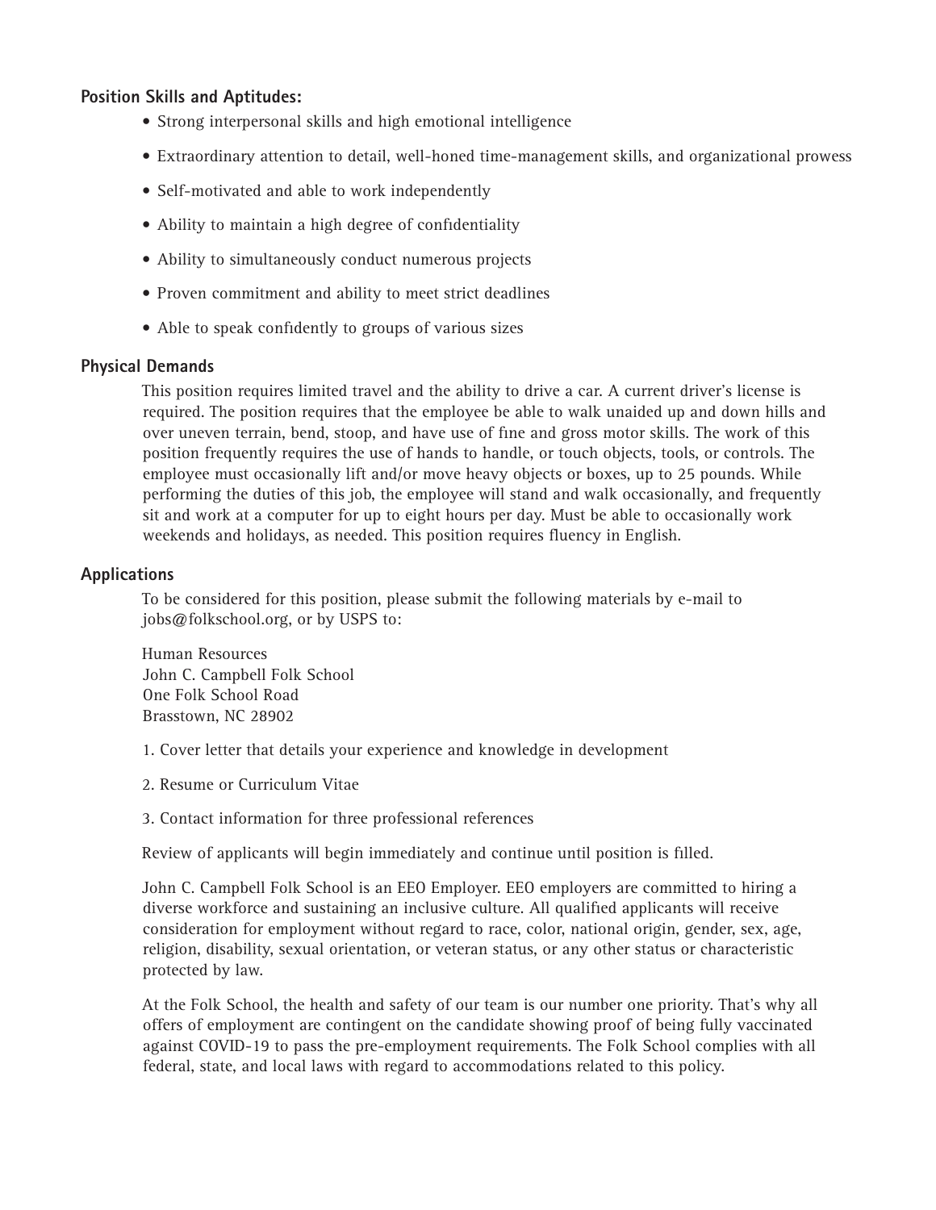**Position Skills and Aptitudes:**

- Strong interpersonal skills and high emotional intelligence
- Extraordinary attention to detail, well-honed time-management skills, and organizational prowess
- Self-motivated and able to work independently
- Ability to maintain a high degree of confidentiality
- Ability to simultaneously conduct numerous projects
- Proven commitment and ability to meet strict deadlines
- Able to speak confidently to groups of various sizes

**Physical Demands**

This position requires limited travel and the ability to drive a car. A current driver's license is required. The position requires that the employee be able to walk unaided up and down hills and over uneven terrain, bend, stoop, and have use of fine and gross motor skills. The work of this position frequently requires the use of hands to handle, or touch objects, tools, or controls. The employee must occasionally lift and/or move heavy objects or boxes, up to 25 pounds. While performing the duties of this job, the employee will stand and walk occasionally, and frequently sit and work at a computer for up to eight hours per day. Must be able to occasionally work weekends and holidays, as needed. This position requires fluency in English.

**Applications**

To be considered for this position, please submit the following materials by e-mail to jobs@folkschool.org, or by USPS to:

Human Resources
John C. Campbell Folk School
One Folk School Road
Brasstown, NC 28902

1. Cover letter that details your experience and knowledge in development
2. Resume or Curriculum Vitae
3. Contact information for three professional references

Review of applicants will begin immediately and continue until position is filled.

John C. Campbell Folk School is an EEO Employer. EEO employers are committed to hiring a diverse workforce and sustaining an inclusive culture. All qualified applicants will receive consideration for employment without regard to race, color, national origin, gender, sex, age, religion, disability, sexual orientation, or veteran status, or any other status or characteristic protected by law.

At the Folk School, the health and safety of our team is our number one priority. That's why all offers of employment are contingent on the candidate showing proof of being fully vaccinated against COVID-19 to pass the pre-employment requirements. The Folk School complies with all federal, state, and local laws with regard to accommodations related to this policy.